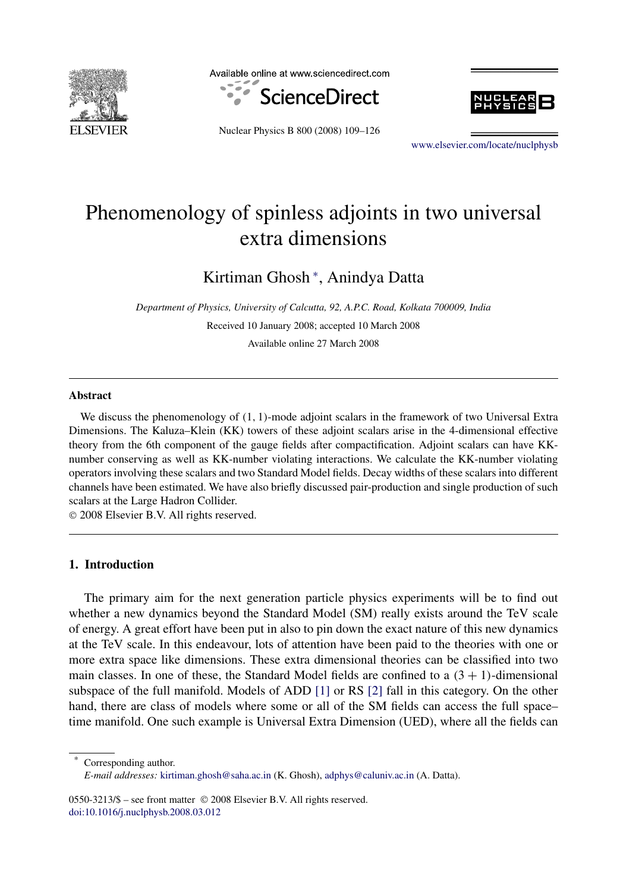# Phenomenology of spinless adjoints in two universal extra dimensions

Kirtiman Ghosh *, Anindya Datta

*Department of Physics, University of Calcutta, 92, A.P.C. Road, Kolkata 700009, India*

Received 10 January 2008; accepted 10 March 2008

Available online 27 March 2008

---

### Abstract

We discuss the phenomenology of (1, 1)-mode adjoint scalars in the framework of two Universal Extra Dimensions. The Kaluza–Klein (KK) towers of these adjoint scalars arise in the 4-dimensional effective theory from the 6th component of the gauge fields after compactification. Adjoint scalars can have KK-number conserving as well as KK-number violating interactions. We calculate the KK-number violating operators involving these scalars and two Standard Model fields. Decay widths of these scalars into different channels have been estimated. We have also briefly discussed pair-production and single production of such scalars at the Large Hadron Collider.

© 2008 Elsevier B.V. All rights reserved.

---

## 1. Introduction

The primary aim for the next generation particle physics experiments will be to find out whether a new dynamics beyond the Standard Model (SM) really exists around the TeV scale of energy. A great effort have been put in also to pin down the exact nature of this new dynamics at the TeV scale. In this endeavour, lots of attention have been paid to the theories with one or more extra space like dimensions. These extra dimensional theories can be classified into two main classes. In one of these, the Standard Model fields are confined to a $(3+1)$-dimensional subspace of the full manifold. Models of ADD [1] or RS [2] fall in this category. On the other hand, there are class of models where some or all of the SM fields can access the full space–time manifold. One such example is Universal Extra Dimension (UED), where all the fields can

---

* Corresponding author.
*E-mail addresses:* kirtiman.ghosh@saha.ac.in (K. Ghosh), adphys@caluniv.ac.in (A. Datta).

0550-3213/$ – see front matter © 2008 Elsevier B.V. All rights reserved.
doi:10.1016/j.nuclphysb.2008.03.012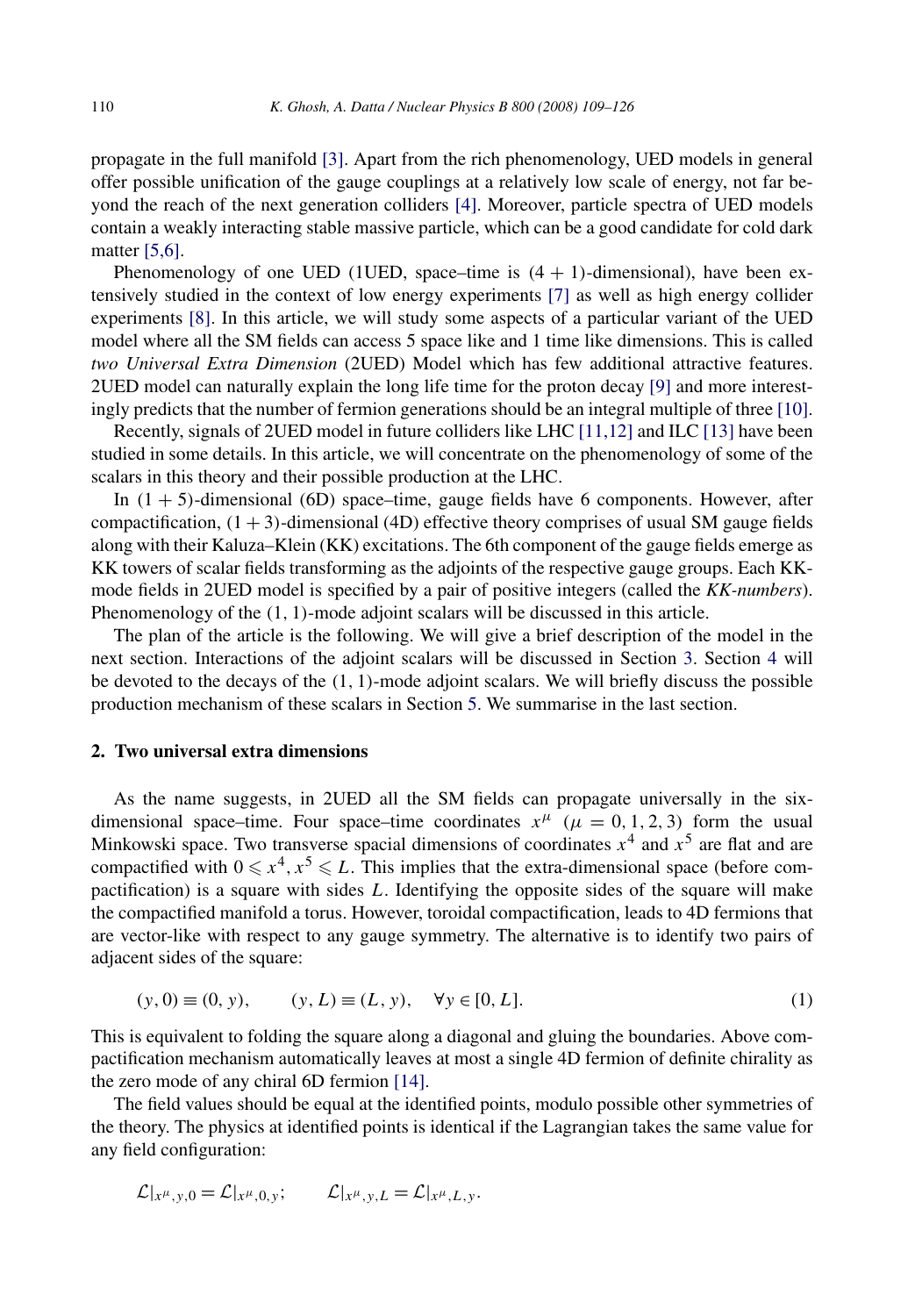propagate in the full manifold [3]. Apart from the rich phenomenology, UED models in general offer possible unification of the gauge couplings at a relatively low scale of energy, not far beyond the reach of the next generation colliders [4]. Moreover, particle spectra of UED models contain a weakly interacting stable massive particle, which can be a good candidate for cold dark matter [5,6].

Phenomenology of one UED (1UED, space–time is $(4+1)$-dimensional), have been extensively studied in the context of low energy experiments [7] as well as high energy collider experiments [8]. In this article, we will study some aspects of a particular variant of the UED model where all the SM fields can access 5 space like and 1 time like dimensions. This is called *two Universal Extra Dimension* (2UED) Model which has few additional attractive features. 2UED model can naturally explain the long life time for the proton decay [9] and more interestingly predicts that the number of fermion generations should be an integral multiple of three [10].

Recently, signals of 2UED model in future colliders like LHC [11,12] and ILC [13] have been studied in some details. In this article, we will concentrate on the phenomenology of some of the scalars in this theory and their possible production at the LHC.

In $(1+5)$-dimensional (6D) space–time, gauge fields have 6 components. However, after compactification, $(1+3)$-dimensional (4D) effective theory comprises of usual SM gauge fields along with their Kaluza–Klein (KK) excitations. The 6th component of the gauge fields emerge as KK towers of scalar fields transforming as the adjoints of the respective gauge groups. Each KK-mode fields in 2UED model is specified by a pair of positive integers (called the *KK-numbers*). Phenomenology of the $(1,1)$-mode adjoint scalars will be discussed in this article.

The plan of the article is the following. We will give a brief description of the model in the next section. Interactions of the adjoint scalars will be discussed in Section 3. Section 4 will be devoted to the decays of the $(1,1)$-mode adjoint scalars. We will briefly discuss the possible production mechanism of these scalars in Section 5. We summarise in the last section.

## 2. Two universal extra dimensions

As the name suggests, in 2UED all the SM fields can propagate universally in the six-dimensional space–time. Four space–time coordinates $x^\mu$ $(\mu = 0,1,2,3)$ form the usual Minkowski space. Two transverse spacial dimensions of coordinates $x^4$ and $x^5$ are flat and are compactified with $0 \leqslant x^4, x^5 \leqslant L$. This implies that the extra-dimensional space (before compactification) is a square with sides $L$. Identifying the opposite sides of the square will make the compactified manifold a torus. However, toroidal compactification, leads to 4D fermions that are vector-like with respect to any gauge symmetry. The alternative is to identify two pairs of adjacent sides of the square:

$$(y,0) \equiv (0,y), \qquad (y,L) \equiv (L,y), \quad \forall y \in [0,L]. \tag{1}$$

This is equivalent to folding the square along a diagonal and gluing the boundaries. Above compactification mechanism automatically leaves at most a single 4D fermion of definite chirality as the zero mode of any chiral 6D fermion [14].

The field values should be equal at the identified points, modulo possible other symmetries of the theory. The physics at identified points is identical if the Lagrangian takes the same value for any field configuration:

$$\mathcal{L}|_{x^\mu,y,0} = \mathcal{L}|_{x^\mu,0,y}; \qquad \mathcal{L}|_{x^\mu,y,L} = \mathcal{L}|_{x^\mu,L,y}.$$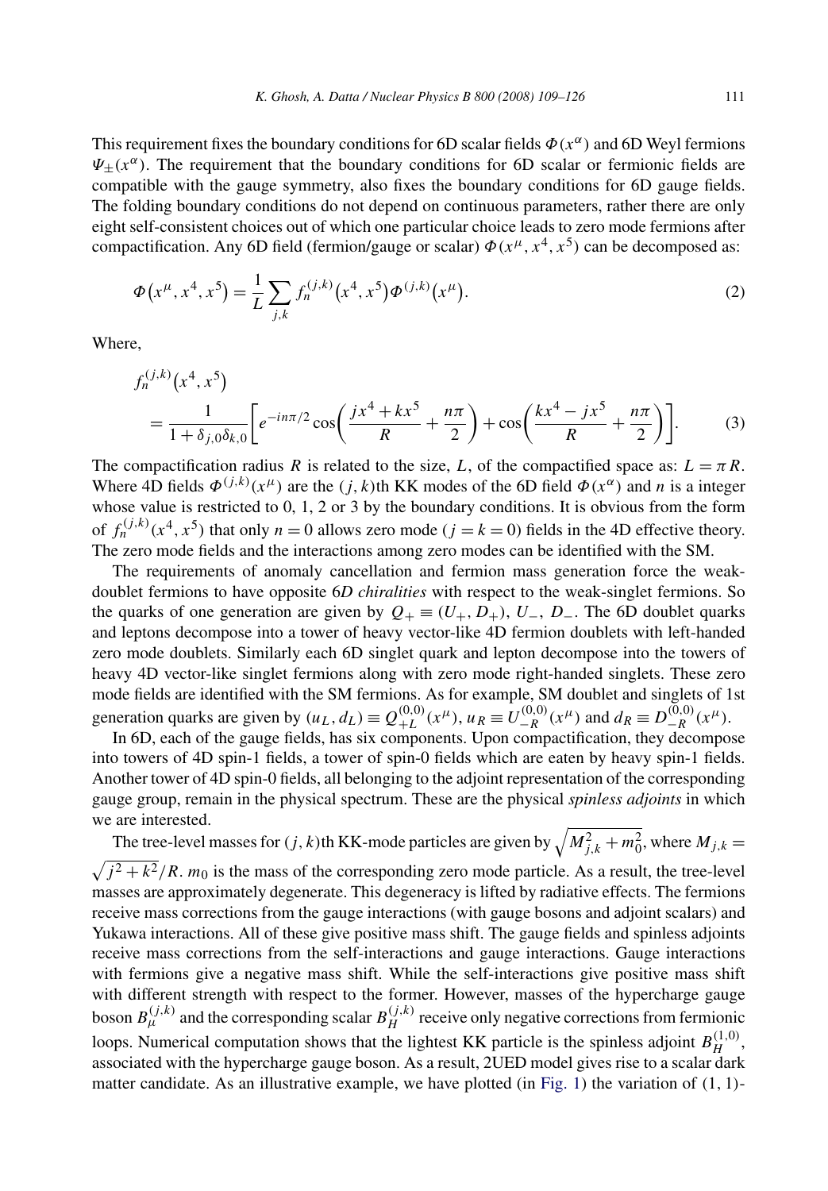This requirement fixes the boundary conditions for 6D scalar fields $\Phi(x^\alpha)$ and 6D Weyl fermions $\Psi_\pm(x^\alpha)$. The requirement that the boundary conditions for 6D scalar or fermionic fields are compatible with the gauge symmetry, also fixes the boundary conditions for 6D gauge fields. The folding boundary conditions do not depend on continuous parameters, rather there are only eight self-consistent choices out of which one particular choice leads to zero mode fermions after compactification. Any 6D field (fermion/gauge or scalar) $\Phi(x^\mu, x^4, x^5)$ can be decomposed as:

$$\Phi\left(x^\mu, x^4, x^5\right) = \frac{1}{L}\sum_{j,k} f_n^{(j,k)}\left(x^4, x^5\right)\Phi^{(j,k)}\left(x^\mu\right). \tag{2}$$

Where,

$$f_n^{(j,k)}\left(x^4, x^5\right) = \frac{1}{1+\delta_{j,0}\delta_{k,0}}\left[e^{-in\pi/2}\cos\left(\frac{jx^4 + kx^5}{R} + \frac{n\pi}{2}\right) + \cos\left(\frac{kx^4 - jx^5}{R} + \frac{n\pi}{2}\right)\right]. \tag{3}$$

The compactification radius $R$ is related to the size, $L$, of the compactified space as: $L = \pi R$. Where 4D fields $\Phi^{(j,k)}(x^\mu)$ are the $(j,k)$th KK modes of the 6D field $\Phi(x^\alpha)$ and $n$ is a integer whose value is restricted to 0, 1, 2 or 3 by the boundary conditions. It is obvious from the form of $f_n^{(j,k)}(x^4, x^5)$ that only $n = 0$ allows zero mode ($j = k = 0$) fields in the 4D effective theory. The zero mode fields and the interactions among zero modes can be identified with the SM.

The requirements of anomaly cancellation and fermion mass generation force the weak-doublet fermions to have opposite 6*D chiralities* with respect to the weak-singlet fermions. So the quarks of one generation are given by $Q_+ \equiv (U_+, D_+)$, $U_-$, $D_-$. The 6D doublet quarks and leptons decompose into a tower of heavy vector-like 4D fermion doublets with left-handed zero mode doublets. Similarly each 6D singlet quark and lepton decompose into the towers of heavy 4D vector-like singlet fermions along with zero mode right-handed singlets. These zero mode fields are identified with the SM fermions. As for example, SM doublet and singlets of 1st generation quarks are given by $(u_L, d_L) \equiv Q_{+L}^{(0,0)}(x^\mu)$, $u_R \equiv U_{-R}^{(0,0)}(x^\mu)$ and $d_R \equiv D_{-R}^{(0,0)}(x^\mu)$.

In 6D, each of the gauge fields, has six components. Upon compactification, they decompose into towers of 4D spin-1 fields, a tower of spin-0 fields which are eaten by heavy spin-1 fields. Another tower of 4D spin-0 fields, all belonging to the adjoint representation of the corresponding gauge group, remain in the physical spectrum. These are the physical *spinless adjoints* in which we are interested.

The tree-level masses for $(j,k)$th KK-mode particles are given by $\sqrt{M_{j,k}^2 + m_0^2}$, where $M_{j,k} = \sqrt{j^2+k^2}/R$. $m_0$ is the mass of the corresponding zero mode particle. As a result, the tree-level masses are approximately degenerate. This degeneracy is lifted by radiative effects. The fermions receive mass corrections from the gauge interactions (with gauge bosons and adjoint scalars) and Yukawa interactions. All of these give positive mass shift. The gauge fields and spinless adjoints receive mass corrections from the self-interactions and gauge interactions. Gauge interactions with fermions give a negative mass shift. While the self-interactions give positive mass shift with different strength with respect to the former. However, masses of the hypercharge gauge boson $B_\mu^{(j,k)}$ and the corresponding scalar $B_H^{(j,k)}$ receive only negative corrections from fermionic loops. Numerical computation shows that the lightest KK particle is the spinless adjoint $B_H^{(1,0)}$, associated with the hypercharge gauge boson. As a result, 2UED model gives rise to a scalar dark matter candidate. As an illustrative example, we have plotted (in Fig. 1) the variation of (1, 1)-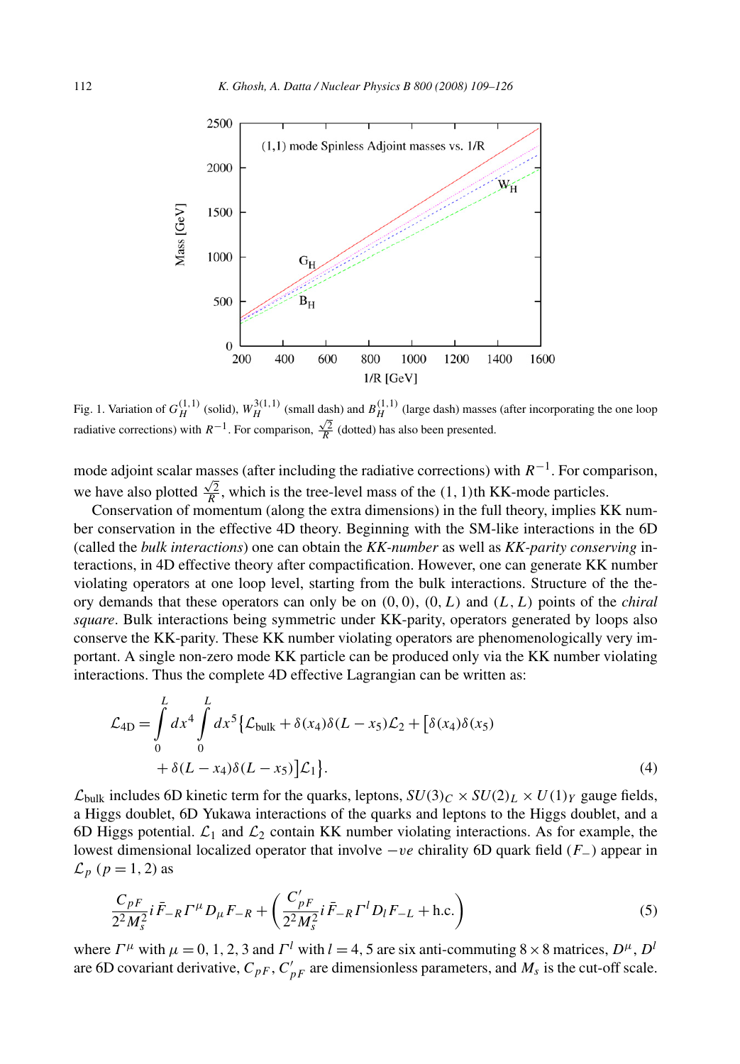Fig. 1. Variation of $G_H^{(1,1)}$ (solid), $W_H^{3(1,1)}$ (small dash) and $B_H^{(1,1)}$ (large dash) masses (after incorporating the one loop radiative corrections) with $R^{-1}$. For comparison, $\frac{\sqrt{2}}{R}$ (dotted) has also been presented.

mode adjoint scalar masses (after including the radiative corrections) with $R^{-1}$. For comparison, we have also plotted $\frac{\sqrt{2}}{R}$, which is the tree-level mass of the (1, 1)th KK-mode particles.

Conservation of momentum (along the extra dimensions) in the full theory, implies KK number conservation in the effective 4D theory. Beginning with the SM-like interactions in the 6D (called the *bulk interactions*) one can obtain the *KK-number* as well as *KK-parity conserving* interactions, in 4D effective theory after compactification. However, one can generate KK number violating operators at one loop level, starting from the bulk interactions. Structure of the theory demands that these operators can only be on $(0,0)$, $(0,L)$ and $(L,L)$ points of the *chiral square*. Bulk interactions being symmetric under KK-parity, operators generated by loops also conserve the KK-parity. These KK number violating operators are phenomenologically very important. A single non-zero mode KK particle can be produced only via the KK number violating interactions. Thus the complete 4D effective Lagrangian can be written as:

$$\mathcal{L}_{4\text{D}} = \int_0^L dx^4 \int_0^L dx^5 \big\{ \mathcal{L}_{\text{bulk}} + \delta(x_4)\delta(L - x_5)\mathcal{L}_2 + \big[\delta(x_4)\delta(x_5) + \delta(L - x_4)\delta(L - x_5)\big]\mathcal{L}_1 \big\}. \tag{4}$$

$\mathcal{L}_{\text{bulk}}$ includes 6D kinetic term for the quarks, leptons, $SU(3)_C \times SU(2)_L \times U(1)_Y$ gauge fields, a Higgs doublet, 6D Yukawa interactions of the quarks and leptons to the Higgs doublet, and a 6D Higgs potential. $\mathcal{L}_1$ and $\mathcal{L}_2$ contain KK number violating interactions. As for example, the lowest dimensional localized operator that involve $-ve$ chirality 6D quark field ($F_-$) appear in $\mathcal{L}_p$ ($p = 1, 2$) as

$$\frac{C_{pF}}{2^2 M_s^2} i \bar{F}_{-R} \Gamma^\mu D_\mu F_{-R} + \left( \frac{C'_{pF}}{2^2 M_s^2} i \bar{F}_{-R} \Gamma^l D_l F_{-L} + \text{h.c.} \right) \tag{5}$$

where $\Gamma^\mu$ with $\mu = 0, 1, 2, 3$ and $\Gamma^l$ with $l = 4, 5$ are six anti-commuting $8 \times 8$ matrices, $D^\mu$, $D^l$ are 6D covariant derivative, $C_{pF}$, $C'_{pF}$ are dimensionless parameters, and $M_s$ is the cut-off scale.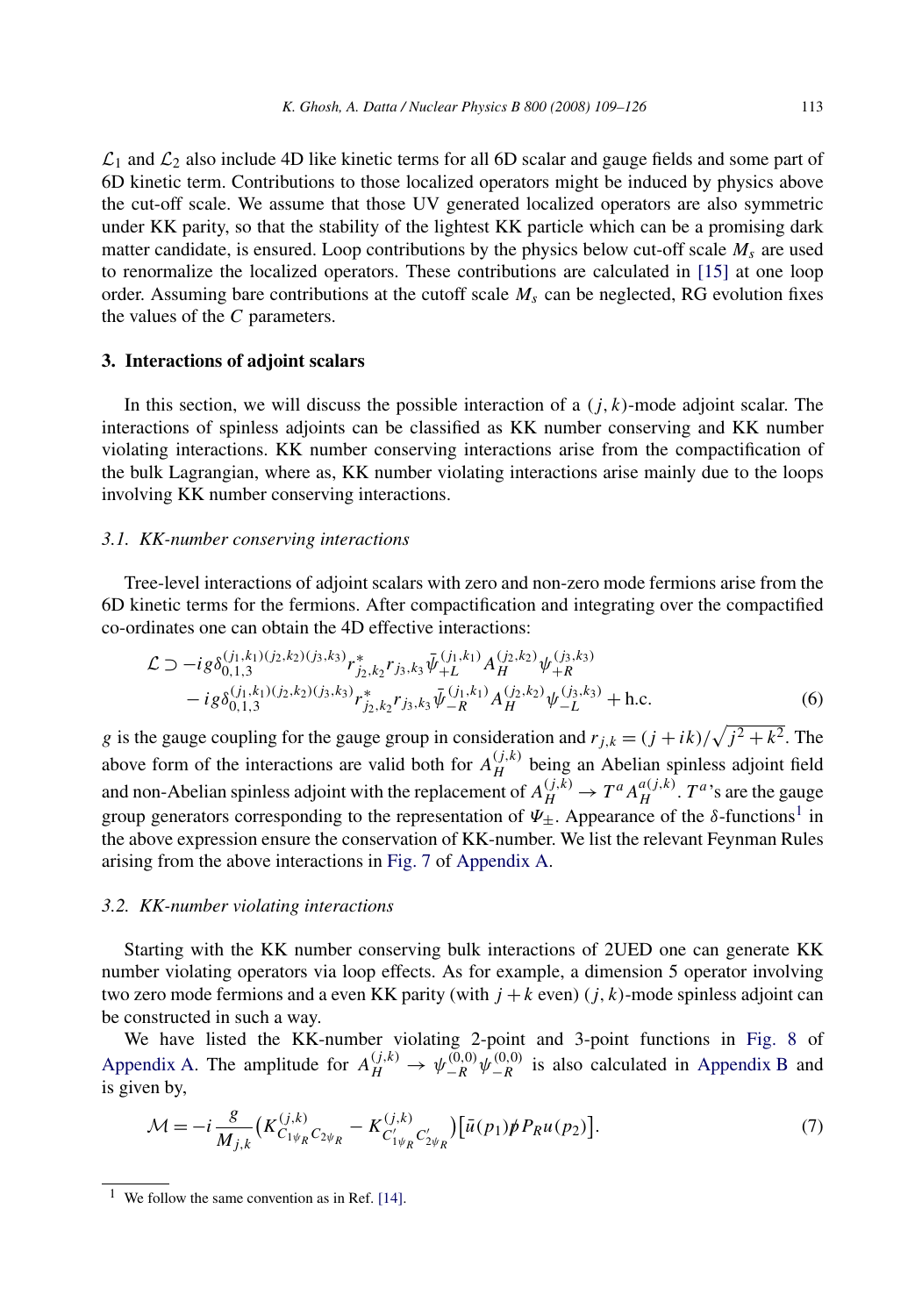$\mathcal{L}_1$ and $\mathcal{L}_2$ also include 4D like kinetic terms for all 6D scalar and gauge fields and some part of 6D kinetic term. Contributions to those localized operators might be induced by physics above the cut-off scale. We assume that those UV generated localized operators are also symmetric under KK parity, so that the stability of the lightest KK particle which can be a promising dark matter candidate, is ensured. Loop contributions by the physics below cut-off scale $M_s$ are used to renormalize the localized operators. These contributions are calculated in [15] at one loop order. Assuming bare contributions at the cutoff scale $M_s$ can be neglected, RG evolution fixes the values of the $C$ parameters.

## 3. Interactions of adjoint scalars

In this section, we will discuss the possible interaction of a $(j,k)$-mode adjoint scalar. The interactions of spinless adjoints can be classified as KK number conserving and KK number violating interactions. KK number conserving interactions arise from the compactification of the bulk Lagrangian, where as, KK number violating interactions arise mainly due to the loops involving KK number conserving interactions.

### 3.1. KK-number conserving interactions

Tree-level interactions of adjoint scalars with zero and non-zero mode fermions arise from the 6D kinetic terms for the fermions. After compactification and integrating over the compactified co-ordinates one can obtain the 4D effective interactions:

$$
\begin{aligned}
\mathcal{L} \supset & -ig\delta_{0,1,3}^{(j_1,k_1)(j_2,k_2)(j_3,k_3)} r^*_{j_2,k_2} r_{j_3,k_3} \bar{\psi}_{+L}^{(j_1,k_1)} A_H^{(j_2,k_2)} \psi_{+R}^{(j_3,k_3)} \\
& - ig\delta_{0,1,3}^{(j_1,k_1)(j_2,k_2)(j_3,k_3)} r^*_{j_2,k_2} r_{j_3,k_3} \bar{\psi}_{-R}^{(j_1,k_1)} A_H^{(j_2,k_2)} \psi_{-L}^{(j_3,k_3)} + \text{h.c.}
\end{aligned}
\tag{6}
$$

$g$ is the gauge coupling for the gauge group in consideration and $r_{j,k} = (j+ik)/\sqrt{j^2+k^2}$. The above form of the interactions are valid both for $A_H^{(j,k)}$ being an Abelian spinless adjoint field and non-Abelian spinless adjoint with the replacement of $A_H^{(j,k)} \to T^a A_H^{a(j,k)}$. $T^a$'s are the gauge group generators corresponding to the representation of $\Psi_\pm$. Appearance of the $\delta$-functions[1] in the above expression ensure the conservation of KK-number. We list the relevant Feynman Rules arising from the above interactions in Fig. 7 of Appendix A.

### 3.2. KK-number violating interactions

Starting with the KK number conserving bulk interactions of 2UED one can generate KK number violating operators via loop effects. As for example, a dimension 5 operator involving two zero mode fermions and a even KK parity (with $j+k$ even) $(j,k)$-mode spinless adjoint can be constructed in such a way.

We have listed the KK-number violating 2-point and 3-point functions in Fig. 8 of Appendix A. The amplitude for $A_H^{(j,k)} \to \psi_{-R}^{(0,0)} \psi_{-R}^{(0,0)}$ is also calculated in Appendix B and is given by,

$$
\mathcal{M} = -i\frac{g}{M_{j,k}} \left( K^{(j,k)}_{C_{1\psi_R} C_{2\psi_R}} - K^{(j,k)}_{C'_{1\psi_R} C'_{2\psi_R}} \right) \left[ \bar{u}(p_1) \not{p} P_R u(p_2) \right].
\tag{7}
$$

[1] We follow the same convention as in Ref. [14].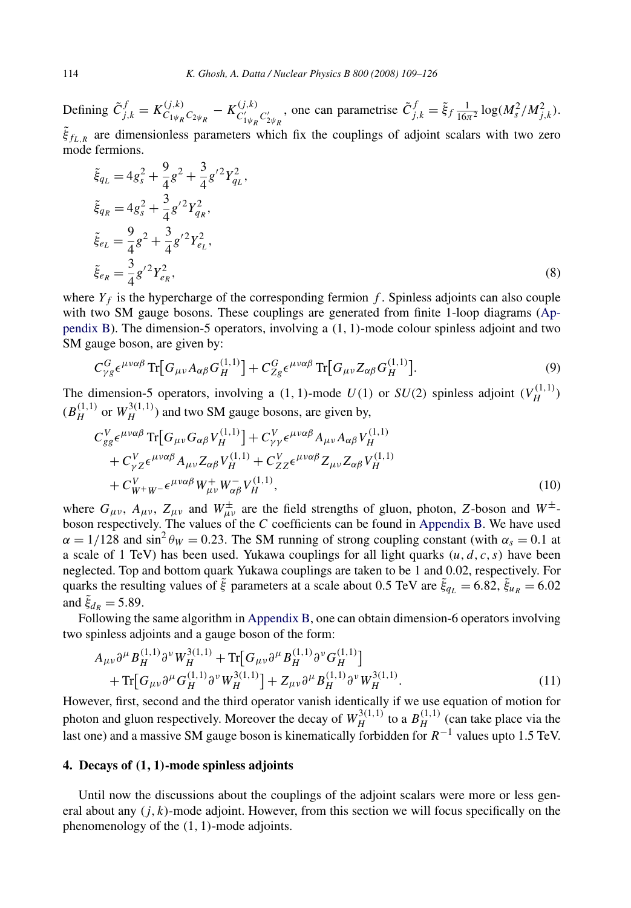Defining $\tilde{C}^f_{j,k} = K^{(j,k)}_{C_{1\psi_R} C_{2\psi_R}} - K^{(j,k)}_{C'_{1\psi_R} C'_{2\psi_R}}$, one can parametrise $\tilde{C}^f_{j,k} = \tilde{\xi}_f \frac{1}{16\pi^2} \log(M_s^2/M_{j,k}^2)$. $\tilde{\xi}_{f_{L,R}}$ are dimensionless parameters which fix the couplings of adjoint scalars with two zero mode fermions.

$$
\begin{aligned}
\tilde{\xi}_{q_L} &= 4g_s^2 + \frac{9}{4}g^2 + \frac{3}{4}g'^2 Y_{q_L}^2, \\
\tilde{\xi}_{q_R} &= 4g_s^2 + \frac{3}{4}g'^2 Y_{q_R}^2, \\
\tilde{\xi}_{e_L} &= \frac{9}{4}g^2 + \frac{3}{4}g'^2 Y_{e_L}^2, \\
\tilde{\xi}_{e_R} &= \frac{3}{4}g'^2 Y_{e_R}^2,
\end{aligned}
\tag{8}
$$

where $Y_f$ is the hypercharge of the corresponding fermion $f$. Spinless adjoints can also couple with two SM gauge bosons. These couplings are generated from finite 1-loop diagrams (Appendix B). The dimension-5 operators, involving a (1, 1)-mode colour spinless adjoint and two SM gauge boson, are given by:

$$
C^G_{\gamma g} \epsilon^{\mu\nu\alpha\beta} \mathrm{Tr}\big[G_{\mu\nu} A_{\alpha\beta} G_H^{(1,1)}\big] + C^G_{Zg} \epsilon^{\mu\nu\alpha\beta} \mathrm{Tr}\big[G_{\mu\nu} Z_{\alpha\beta} G_H^{(1,1)}\big]. \tag{9}
$$

The dimension-5 operators, involving a (1, 1)-mode $U(1)$ or $SU(2)$ spinless adjoint ($V_H^{(1,1)}$) ($B_H^{(1,1)}$ or $W_H^{3(1,1)}$) and two SM gauge bosons, are given by,

$$
\begin{aligned}
&C^V_{gg} \epsilon^{\mu\nu\alpha\beta} \mathrm{Tr}\big[G_{\mu\nu} G_{\alpha\beta} V_H^{(1,1)}\big] + C^V_{\gamma\gamma} \epsilon^{\mu\nu\alpha\beta} A_{\mu\nu} A_{\alpha\beta} V_H^{(1,1)} \\
&\quad + C^V_{\gamma Z} \epsilon^{\mu\nu\alpha\beta} A_{\mu\nu} Z_{\alpha\beta} V_H^{(1,1)} + C^V_{ZZ} \epsilon^{\mu\nu\alpha\beta} Z_{\mu\nu} Z_{\alpha\beta} V_H^{(1,1)} \\
&\quad + C^V_{W^+W^-} \epsilon^{\mu\nu\alpha\beta} W^+_{\mu\nu} W^-_{\alpha\beta} V_H^{(1,1)},
\end{aligned}
\tag{10}
$$

where $G_{\mu\nu}$, $A_{\mu\nu}$, $Z_{\mu\nu}$ and $W^\pm_{\mu\nu}$ are the field strengths of gluon, photon, $Z$-boson and $W^\pm$-boson respectively. The values of the $C$ coefficients can be found in Appendix B. We have used $\alpha = 1/128$ and $\sin^2\theta_W = 0.23$. The SM running of strong coupling constant (with $\alpha_s = 0.1$ at a scale of 1 TeV) has been used. Yukawa couplings for all light quarks $(u, d, c, s)$ have been neglected. Top and bottom quark Yukawa couplings are taken to be 1 and 0.02, respectively. For quarks the resulting values of $\tilde{\xi}$ parameters at a scale about 0.5 TeV are $\tilde{\xi}_{q_L} = 6.82$, $\tilde{\xi}_{u_R} = 6.02$ and $\tilde{\xi}_{d_R} = 5.89$.

Following the same algorithm in Appendix B, one can obtain dimension-6 operators involving two spinless adjoints and a gauge boson of the form:

$$
\begin{aligned}
&A_{\mu\nu} \partial^\mu B_H^{(1,1)} \partial^\nu W_H^{3(1,1)} + \mathrm{Tr}\big[G_{\mu\nu} \partial^\mu B_H^{(1,1)} \partial^\nu G_H^{(1,1)}\big] \\
&\quad + \mathrm{Tr}\big[G_{\mu\nu} \partial^\mu G_H^{(1,1)} \partial^\nu W_H^{3(1,1)}\big] + Z_{\mu\nu} \partial^\mu B_H^{(1,1)} \partial^\nu W_H^{3(1,1)}.
\end{aligned}
\tag{11}
$$

However, first, second and the third operator vanish identically if we use equation of motion for photon and gluon respectively. Moreover the decay of $W_H^{3(1,1)}$ to a $B_H^{(1,1)}$ (can take place via the last one) and a massive SM gauge boson is kinematically forbidden for $R^{-1}$ values upto 1.5 TeV.

## 4. Decays of (1, 1)-mode spinless adjoints

Until now the discussions about the couplings of the adjoint scalars were more or less general about any $(j, k)$-mode adjoint. However, from this section we will focus specifically on the phenomenology of the (1, 1)-mode adjoints.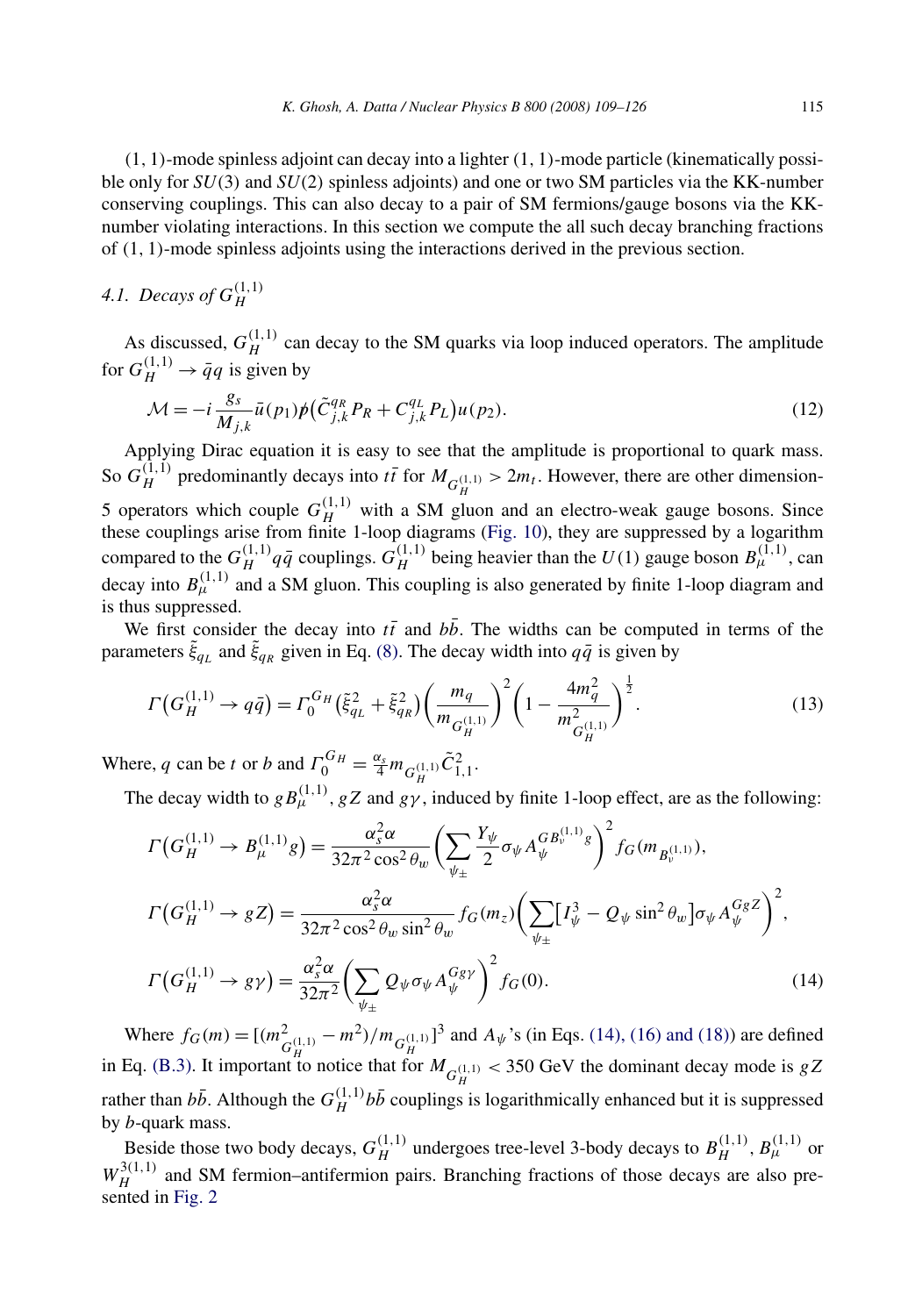(1, 1)-mode spinless adjoint can decay into a lighter (1, 1)-mode particle (kinematically possible only for $SU(3)$ and $SU(2)$ spinless adjoints) and one or two SM particles via the KK-number conserving couplings. This can also decay to a pair of SM fermions/gauge bosons via the KK-number violating interactions. In this section we compute the all such decay branching fractions of (1, 1)-mode spinless adjoints using the interactions derived in the previous section.

### 4.1. Decays of $G_H^{(1,1)}$

As discussed, $G_H^{(1,1)}$ can decay to the SM quarks via loop induced operators. The amplitude for $G_H^{(1,1)} \to \bar{q}q$ is given by

$$\mathcal{M} = -i\frac{g_s}{M_{j,k}}\bar{u}(p_1)\not{p}\big(\tilde{C}_{j,k}^{qR}P_R + C_{j,k}^{qL}P_L\big)u(p_2). \tag{12}$$

Applying Dirac equation it is easy to see that the amplitude is proportional to quark mass. So $G_H^{(1,1)}$ predominantly decays into $t\bar{t}$ for $M_{G_H^{(1,1)}} > 2m_t$. However, there are other dimension-5 operators which couple $G_H^{(1,1)}$ with a SM gluon and an electro-weak gauge bosons. Since these couplings arise from finite 1-loop diagrams (Fig. 10), they are suppressed by a logarithm compared to the $G_H^{(1,1)}q\bar{q}$ couplings. $G_H^{(1,1)}$ being heavier than the $U(1)$ gauge boson $B_\mu^{(1,1)}$, can decay into $B_\mu^{(1,1)}$ and a SM gluon. This coupling is also generated by finite 1-loop diagram and is thus suppressed.

We first consider the decay into $t\bar{t}$ and $b\bar{b}$. The widths can be computed in terms of the parameters $\tilde{\xi}_{qL}$ and $\tilde{\xi}_{qR}$ given in Eq. (8). The decay width into $q\bar{q}$ is given by

$$\Gamma\big(G_H^{(1,1)} \to q\bar{q}\big) = \Gamma_0^{G_H}\big(\tilde{\xi}_{qL}^2 + \tilde{\xi}_{qR}^2\big)\left(\frac{m_q}{m_{G_H^{(1,1)}}}\right)^2\left(1 - \frac{4m_q^2}{m_{G_H^{(1,1)}}^2}\right)^{\frac{1}{2}}. \tag{13}$$

Where, $q$ can be $t$ or $b$ and $\Gamma_0^{G_H} = \frac{\alpha_s}{4}m_{G_H^{(1,1)}}\tilde{C}_{1,1}^2$.

The decay width to $gB_\mu^{(1,1)}$, $gZ$ and $g\gamma$, induced by finite 1-loop effect, are as the following:

$$\begin{aligned}
\Gamma\big(G_H^{(1,1)} \to B_\mu^{(1,1)}g\big) &= \frac{\alpha_s^2\alpha}{32\pi^2\cos^2\theta_w}\left(\sum_{\psi_\pm}\frac{Y_\psi}{2}\sigma_\psi A_\psi^{GB_\nu^{(1,1)}g}\right)^2 f_G\big(m_{B_\nu^{(1,1)}}\big),\\
\Gamma\big(G_H^{(1,1)} \to gZ\big) &= \frac{\alpha_s^2\alpha}{32\pi^2\cos^2\theta_w\sin^2\theta_w}f_G(m_z)\left(\sum_{\psi_\pm}\big[I_\psi^3 - Q_\psi\sin^2\theta_w\big]\sigma_\psi A_\psi^{GgZ}\right)^2,\\
\Gamma\big(G_H^{(1,1)} \to g\gamma\big) &= \frac{\alpha_s^2\alpha}{32\pi^2}\left(\sum_{\psi_\pm}Q_\psi\sigma_\psi A_\psi^{Gg\gamma}\right)^2 f_G(0).
\end{aligned} \tag{14}$$

Where $f_G(m) = [(m_{G_H^{(1,1)}}^2 - m^2)/m_{G_H^{(1,1)}}]^3$ and $A_\psi$'s (in Eqs. (14), (16) and (18)) are defined in Eq. (B.3). It important to notice that for $M_{G_H^{(1,1)}} < 350$ GeV the dominant decay mode is $gZ$ rather than $b\bar{b}$. Although the $G_H^{(1,1)}b\bar{b}$ couplings is logarithmically enhanced but it is suppressed by $b$-quark mass.

Beside those two body decays, $G_H^{(1,1)}$ undergoes tree-level 3-body decays to $B_H^{(1,1)}$, $B_\mu^{(1,1)}$ or $W_H^{3(1,1)}$ and SM fermion–antifermion pairs. Branching fractions of those decays are also presented in Fig. 2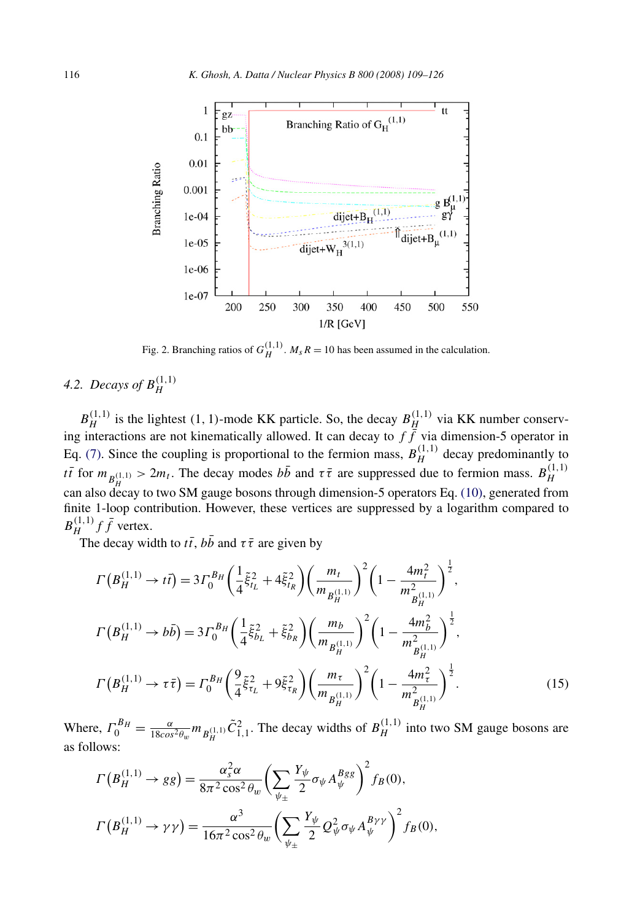Fig. 2. Branching ratios of $G_H^{(1,1)}$. $M_s R = 10$ has been assumed in the calculation.

### 4.2. Decays of $B_H^{(1,1)}$

$B_H^{(1,1)}$ is the lightest (1, 1)-mode KK particle. So, the decay $B_H^{(1,1)}$ via KK number conserving interactions are not kinematically allowed. It can decay to $f\bar{f}$ via dimension-5 operator in Eq. (7). Since the coupling is proportional to the fermion mass, $B_H^{(1,1)}$ decay predominantly to $t\bar{t}$ for $m_{B_H^{(1,1)}} > 2m_t$. The decay modes $b\bar{b}$ and $\tau\bar{\tau}$ are suppressed due to fermion mass. $B_H^{(1,1)}$ can also decay to two SM gauge bosons through dimension-5 operators Eq. (10), generated from finite 1-loop contribution. However, these vertices are suppressed by a logarithm compared to $B_H^{(1,1)} f\bar{f}$ vertex.

The decay width to $t\bar{t}$, $b\bar{b}$ and $\tau\bar{\tau}$ are given by

$$\Gamma\left(B_H^{(1,1)} \to t\bar{t}\right) = 3\Gamma_0^{B_H}\left(\frac{1}{4}\tilde{\xi}_{t_L}^2 + 4\tilde{\xi}_{t_R}^2\right)\left(\frac{m_t}{m_{B_H^{(1,1)}}}\right)^2\left(1 - \frac{4m_t^2}{m_{B_H^{(1,1)}}^2}\right)^{\frac{1}{2}},$$

$$\Gamma\left(B_H^{(1,1)} \to b\bar{b}\right) = 3\Gamma_0^{B_H}\left(\frac{1}{4}\tilde{\xi}_{b_L}^2 + \tilde{\xi}_{b_R}^2\right)\left(\frac{m_b}{m_{B_H^{(1,1)}}}\right)^2\left(1 - \frac{4m_b^2}{m_{B_H^{(1,1)}}^2}\right)^{\frac{1}{2}},$$

$$\Gamma\left(B_H^{(1,1)} \to \tau\bar{\tau}\right) = \Gamma_0^{B_H}\left(\frac{9}{4}\tilde{\xi}_{\tau_L}^2 + 9\tilde{\xi}_{\tau_R}^2\right)\left(\frac{m_\tau}{m_{B_H^{(1,1)}}}\right)^2\left(1 - \frac{4m_\tau^2}{m_{B_H^{(1,1)}}^2}\right)^{\frac{1}{2}}. \tag{15}$$

Where, $\Gamma_0^{B_H} = \frac{\alpha}{18cos^2\theta_w} m_{B_H^{(1,1)}} \tilde{C}_{1,1}^2$. The decay widths of $B_H^{(1,1)}$ into two SM gauge bosons are as follows:

$$\Gamma\left(B_H^{(1,1)} \to gg\right) = \frac{\alpha_s^2 \alpha}{8\pi^2 \cos^2\theta_w}\left(\sum_{\psi_\pm} \frac{Y_\psi}{2}\sigma_\psi A_\psi^{Bgg}\right)^2 f_B(0),$$

$$\Gamma\left(B_H^{(1,1)} \to \gamma\gamma\right) = \frac{\alpha^3}{16\pi^2 \cos^2\theta_w}\left(\sum_{\psi_\pm} \frac{Y_\psi}{2} Q_\psi^2 \sigma_\psi A_\psi^{B\gamma\gamma}\right)^2 f_B(0),$$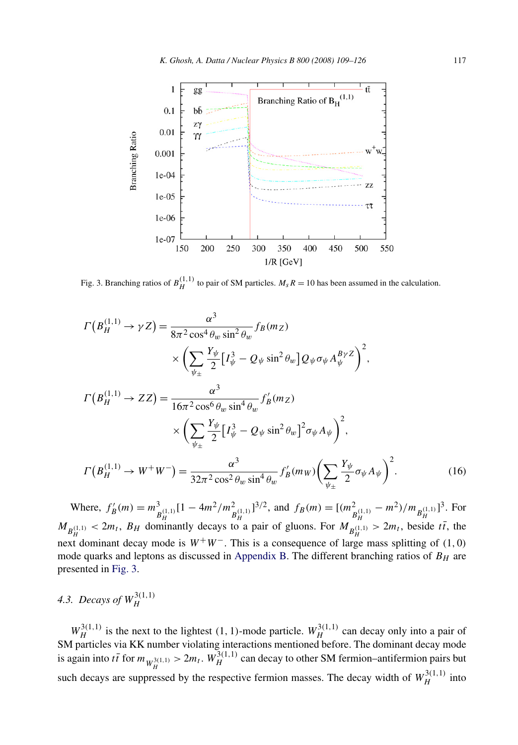Fig. 3. Branching ratios of $B_H^{(1,1)}$ to pair of SM particles. $M_s R = 10$ has been assumed in the calculation.

$$
\Gamma\left(B_H^{(1,1)} \to \gamma Z\right) = \frac{\alpha^3}{8\pi^2 \cos^4\theta_w \sin^2\theta_w} f_B(m_Z) \times \left(\sum_{\psi_\pm} \frac{Y_\psi}{2}\left[I_\psi^3 - Q_\psi \sin^2\theta_w\right] Q_\psi \sigma_\psi A_\psi^{B\gamma Z}\right)^2,
$$

$$
\Gamma\left(B_H^{(1,1)} \to ZZ\right) = \frac{\alpha^3}{16\pi^2 \cos^6\theta_w \sin^4\theta_w} f'_B(m_Z) \times \left(\sum_{\psi_\pm} \frac{Y_\psi}{2}\left[I_\psi^3 - Q_\psi \sin^2\theta_w\right]^2 \sigma_\psi A_\psi\right)^2,
$$

$$
\Gamma\left(B_H^{(1,1)} \to W^+W^-\right) = \frac{\alpha^3}{32\pi^2 \cos^2\theta_w \sin^4\theta_w} f'_B(m_W)\left(\sum_{\psi_\pm} \frac{Y_\psi}{2}\sigma_\psi A_\psi\right)^2. \tag{16}
$$

Where, $f'_B(m) = m^3_{B_H^{(1,1)}}[1 - 4m^2/m^2_{B_H^{(1,1)}}]^{3/2}$, and $f_B(m) = [(m^2_{B_H^{(1,1)}} - m^2)/m_{B_H^{(1,1)}}]^3$. For $M_{B_H^{(1,1)}} < 2m_t$, $B_H$ dominantly decays to a pair of gluons. For $M_{B_H^{(1,1)}} > 2m_t$, beside $t\bar{t}$, the next dominant decay mode is $W^+W^-$. This is a consequence of large mass splitting of $(1,0)$ mode quarks and leptons as discussed in Appendix B. The different branching ratios of $B_H$ are presented in Fig. 3.

### 4.3. Decays of $W_H^{3(1,1)}$

$W_H^{3(1,1)}$ is the next to the lightest $(1,1)$-mode particle. $W_H^{3(1,1)}$ can decay only into a pair of SM particles via KK number violating interactions mentioned before. The dominant decay mode is again into $t\bar{t}$ for $m_{W_H^{3(1,1)}} > 2m_t$. $W_H^{3(1,1)}$ can decay to other SM fermion–antifermion pairs but such decays are suppressed by the respective fermion masses. The decay width of $W_H^{3(1,1)}$ into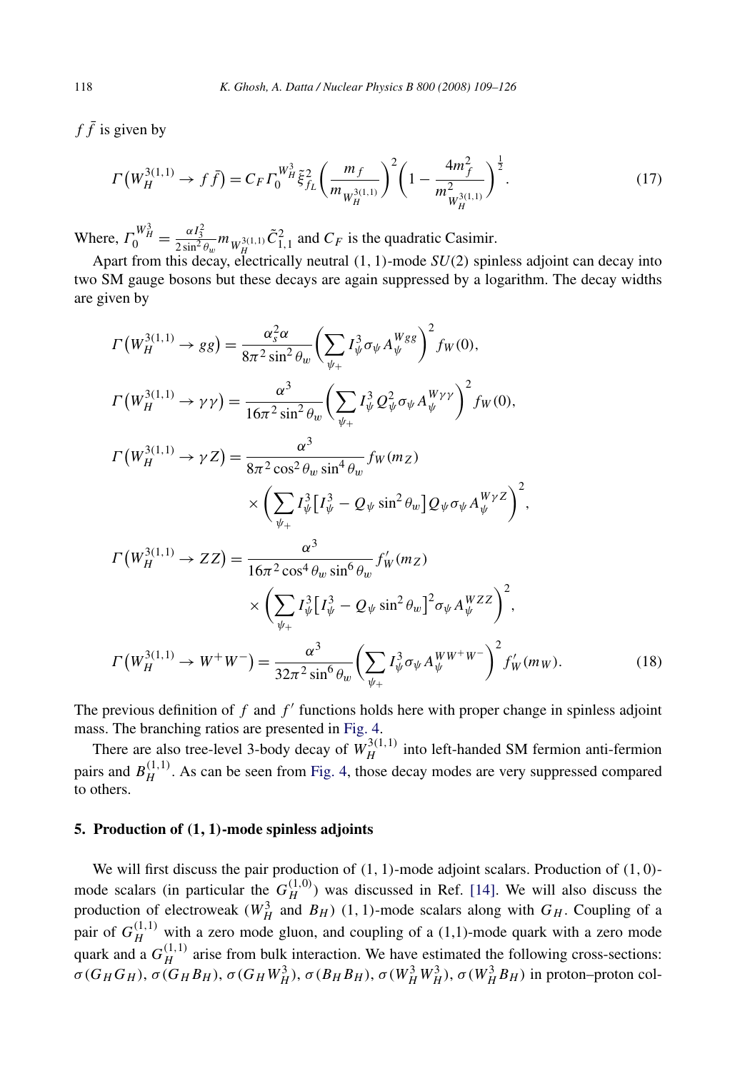$f\bar{f}$ is given by

$$\Gamma\left(W_H^{3(1,1)} \to f\bar{f}\right) = C_F \Gamma_0^{W_H^3} \tilde{\xi}_{f_L}^2 \left(\frac{m_f}{m_{W_H^{3(1,1)}}}\right)^2 \left(1 - \frac{4m_f^2}{m_{W_H^{3(1,1)}}^2}\right)^{\frac{1}{2}}. \tag{17}$$

Where, $\Gamma_0^{W_H^3} = \frac{\alpha I_3^2}{2\sin^2\theta_w} m_{W_H^{3(1,1)}} \tilde{C}_{1,1}^2$ and $C_F$ is the quadratic Casimir.

Apart from this decay, electrically neutral (1, 1)-mode $SU(2)$ spinless adjoint can decay into two SM gauge bosons but these decays are again suppressed by a logarithm. The decay widths are given by

$$\begin{aligned}
\Gamma\left(W_H^{3(1,1)} \to gg\right) &= \frac{\alpha_s^2 \alpha}{8\pi^2 \sin^2\theta_w} \left(\sum_{\psi_+} I_\psi^3 \sigma_\psi A_\psi^{Wgg}\right)^2 f_W(0), \\
\Gamma\left(W_H^{3(1,1)} \to \gamma\gamma\right) &= \frac{\alpha^3}{16\pi^2 \sin^2\theta_w} \left(\sum_{\psi_+} I_\psi^3 Q_\psi^2 \sigma_\psi A_\psi^{W\gamma\gamma}\right)^2 f_W(0), \\
\Gamma\left(W_H^{3(1,1)} \to \gamma Z\right) &= \frac{\alpha^3}{8\pi^2 \cos^2\theta_w \sin^4\theta_w} f_W(m_Z) \\
&\quad \times \left(\sum_{\psi_+} I_\psi^3 \left[I_\psi^3 - Q_\psi \sin^2\theta_w\right] Q_\psi \sigma_\psi A_\psi^{W\gamma Z}\right)^2, \\
\Gamma\left(W_H^{3(1,1)} \to ZZ\right) &= \frac{\alpha^3}{16\pi^2 \cos^4\theta_w \sin^6\theta_w} f_W'(m_Z) \\
&\quad \times \left(\sum_{\psi_+} I_\psi^3 \left[I_\psi^3 - Q_\psi \sin^2\theta_w\right]^2 \sigma_\psi A_\psi^{WZZ}\right)^2, \\
\Gamma\left(W_H^{3(1,1)} \to W^+W^-\right) &= \frac{\alpha^3}{32\pi^2 \sin^6\theta_w} \left(\sum_{\psi_+} I_\psi^3 \sigma_\psi A_\psi^{WW^+W^-}\right)^2 f_W'(m_W).
\end{aligned} \tag{18}$$

The previous definition of $f$ and $f'$ functions holds here with proper change in spinless adjoint mass. The branching ratios are presented in Fig. 4.

There are also tree-level 3-body decay of $W_H^{3(1,1)}$ into left-handed SM fermion anti-fermion pairs and $B_H^{(1,1)}$. As can be seen from Fig. 4, those decay modes are very suppressed compared to others.

## 5. Production of (1, 1)-mode spinless adjoints

We will first discuss the pair production of (1, 1)-mode adjoint scalars. Production of (1, 0)-mode scalars (in particular the $G_H^{(1,0)}$) was discussed in Ref. [14]. We will also discuss the production of electroweak ($W_H^3$ and $B_H$) (1, 1)-mode scalars along with $G_H$. Coupling of a pair of $G_H^{(1,1)}$ with a zero mode gluon, and coupling of a (1,1)-mode quark with a zero mode quark and a $G_H^{(1,1)}$ arise from bulk interaction. We have estimated the following cross-sections: $\sigma(G_H G_H)$, $\sigma(G_H B_H)$, $\sigma(G_H W_H^3)$, $\sigma(B_H B_H)$, $\sigma(W_H^3 W_H^3)$, $\sigma(W_H^3 B_H)$ in proton–proton col-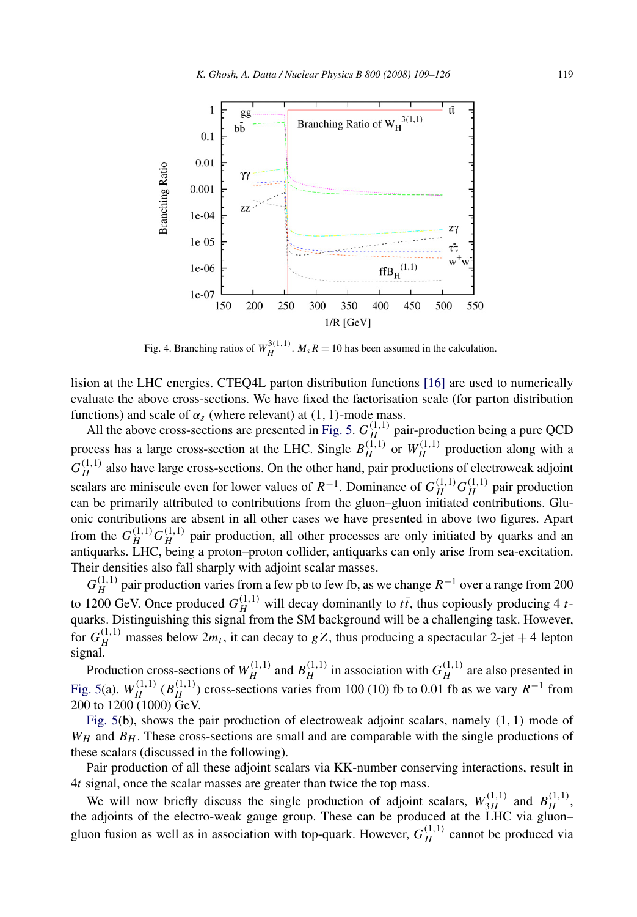Fig. 4. Branching ratios of $W_H^{3(1,1)}$. $M_s R = 10$ has been assumed in the calculation.

lision at the LHC energies. CTEQ4L parton distribution functions [16] are used to numerically evaluate the above cross-sections. We have fixed the factorisation scale (for parton distribution functions) and scale of $\alpha_s$ (where relevant) at (1, 1)-mode mass.

All the above cross-sections are presented in Fig. 5. $G_H^{(1,1)}$ pair-production being a pure QCD process has a large cross-section at the LHC. Single $B_H^{(1,1)}$ or $W_H^{(1,1)}$ production along with a $G_H^{(1,1)}$ also have large cross-sections. On the other hand, pair productions of electroweak adjoint scalars are miniscule even for lower values of $R^{-1}$. Dominance of $G_H^{(1,1)} G_H^{(1,1)}$ pair production can be primarily attributed to contributions from the gluon–gluon initiated contributions. Gluonic contributions are absent in all other cases we have presented in above two figures. Apart from the $G_H^{(1,1)} G_H^{(1,1)}$ pair production, all other processes are only initiated by quarks and an antiquarks. LHC, being a proton–proton collider, antiquarks can only arise from sea-excitation. Their densities also fall sharply with adjoint scalar masses.

$G_H^{(1,1)}$ pair production varies from a few pb to few fb, as we change $R^{-1}$ over a range from 200 to 1200 GeV. Once produced $G_H^{(1,1)}$ will decay dominantly to $t\bar{t}$, thus copiously producing 4 $t$-quarks. Distinguishing this signal from the SM background will be a challenging task. However, for $G_H^{(1,1)}$ masses below $2m_t$, it can decay to $gZ$, thus producing a spectacular 2-jet + 4 lepton signal.

Production cross-sections of $W_H^{(1,1)}$ and $B_H^{(1,1)}$ in association with $G_H^{(1,1)}$ are also presented in Fig. 5(a). $W_H^{(1,1)}$ ($B_H^{(1,1)}$) cross-sections varies from 100 (10) fb to 0.01 fb as we vary $R^{-1}$ from 200 to 1200 (1000) GeV.

Fig. 5(b), shows the pair production of electroweak adjoint scalars, namely (1, 1) mode of $W_H$ and $B_H$. These cross-sections are small and are comparable with the single productions of these scalars (discussed in the following).

Pair production of all these adjoint scalars via KK-number conserving interactions, result in $4t$ signal, once the scalar masses are greater than twice the top mass.

We will now briefly discuss the single production of adjoint scalars, $W_{3H}^{(1,1)}$ and $B_H^{(1,1)}$, the adjoints of the electro-weak gauge group. These can be produced at the LHC via gluon–gluon fusion as well as in association with top-quark. However, $G_H^{(1,1)}$ cannot be produced via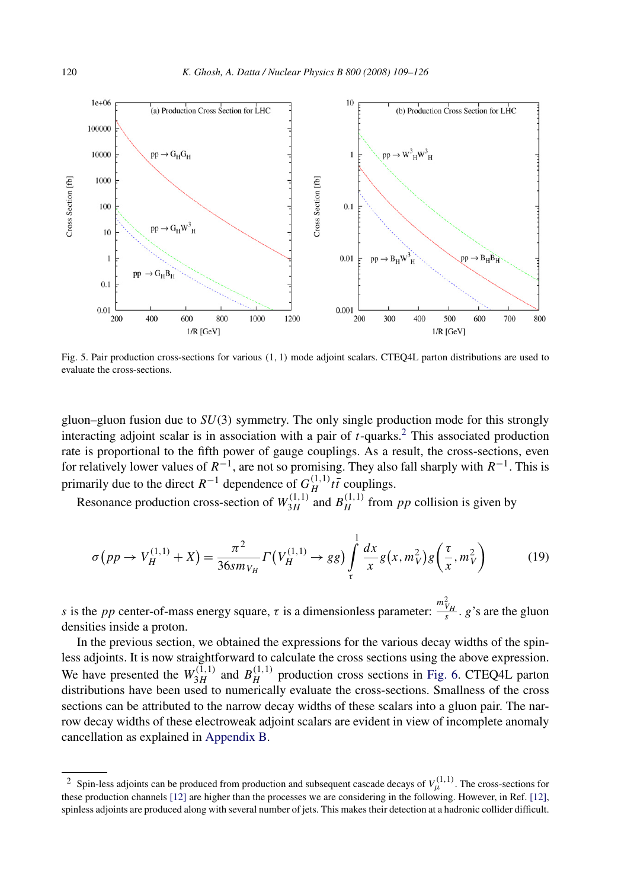Fig. 5. Pair production cross-sections for various (1, 1) mode adjoint scalars. CTEQ4L parton distributions are used to evaluate the cross-sections.

gluon–gluon fusion due to $SU(3)$ symmetry. The only single production mode for this strongly interacting adjoint scalar is in association with a pair of $t$-quarks.[2] This associated production rate is proportional to the fifth power of gauge couplings. As a result, the cross-sections, even for relatively lower values of $R^{-1}$, are not so promising. They also fall sharply with $R^{-1}$. This is primarily due to the direct $R^{-1}$ dependence of $G_H^{(1,1)} t\bar{t}$ couplings.

Resonance production cross-section of $W_{3H}^{(1,1)}$ and $B_H^{(1,1)}$ from $pp$ collision is given by

$$\sigma\left(pp \to V_H^{(1,1)} + X\right) = \frac{\pi^2}{36 s m_{V_H}} \Gamma\left(V_H^{(1,1)} \to gg\right) \int_\tau^1 \frac{dx}{x} g\left(x, m_V^2\right) g\left(\frac{\tau}{x}, m_V^2\right) \tag{19}$$

$s$ is the $pp$ center-of-mass energy square, $\tau$ is a dimensionless parameter: $\frac{m_{V_H}^2}{s}$. $g$'s are the gluon densities inside a proton.

In the previous section, we obtained the expressions for the various decay widths of the spinless adjoints. It is now straightforward to calculate the cross sections using the above expression. We have presented the $W_{3H}^{(1,1)}$ and $B_H^{(1,1)}$ production cross sections in Fig. 6. CTEQ4L parton distributions have been used to numerically evaluate the cross-sections. Smallness of the cross sections can be attributed to the narrow decay widths of these scalars into a gluon pair. The narrow decay widths of these electroweak adjoint scalars are evident in view of incomplete anomaly cancellation as explained in Appendix B.

---

[2] Spin-less adjoints can be produced from production and subsequent cascade decays of $V_\mu^{(1,1)}$. The cross-sections for these production channels [12] are higher than the processes we are considering in the following. However, in Ref. [12], spinless adjoints are produced along with several number of jets. This makes their detection at a hadronic collider difficult.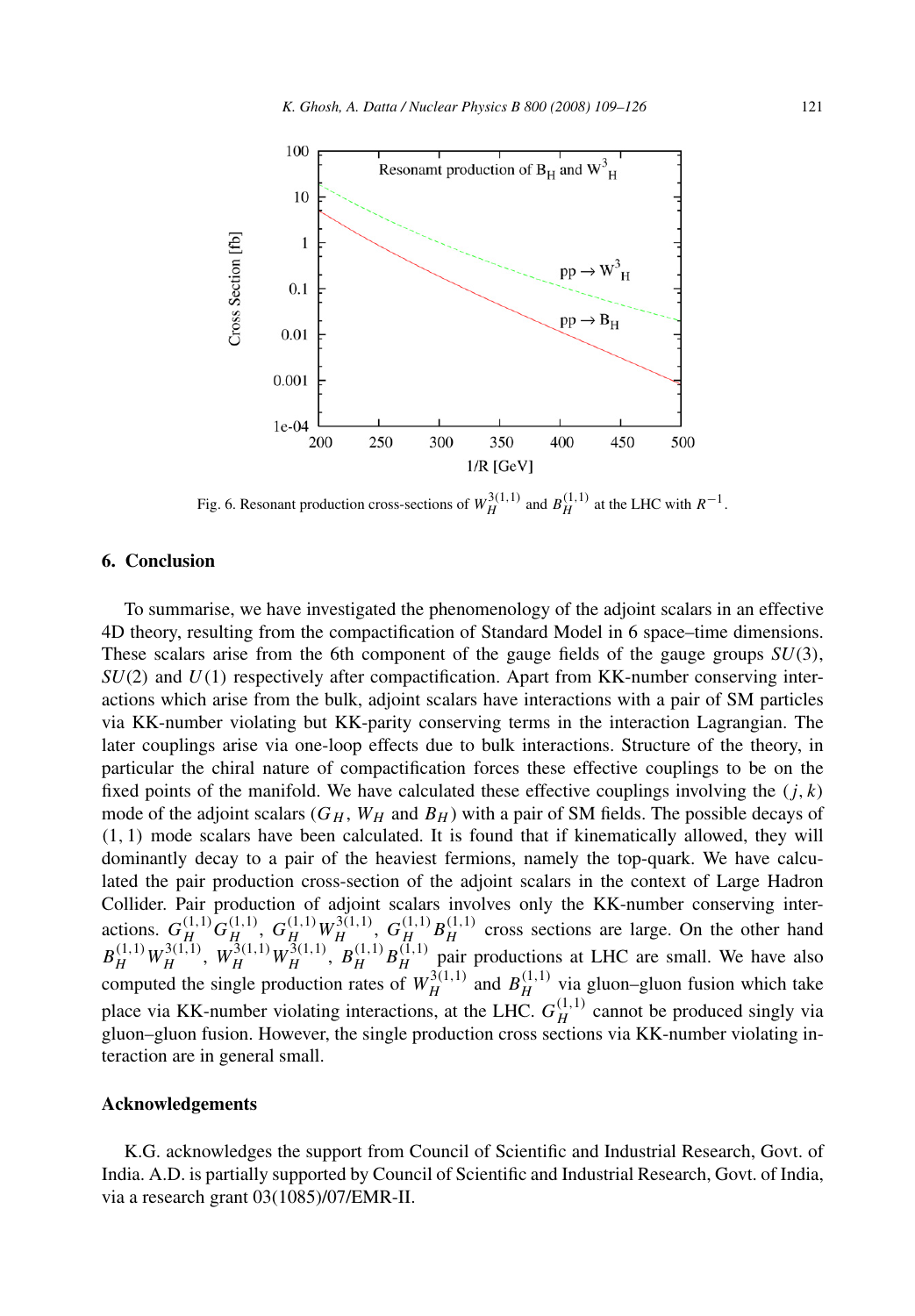Fig. 6. Resonant production cross-sections of $W_H^{3(1,1)}$ and $B_H^{(1,1)}$ at the LHC with $R^{-1}$.

## 6. Conclusion

To summarise, we have investigated the phenomenology of the adjoint scalars in an effective 4D theory, resulting from the compactification of Standard Model in 6 space–time dimensions. These scalars arise from the 6th component of the gauge fields of the gauge groups $SU(3)$, $SU(2)$ and $U(1)$ respectively after compactification. Apart from KK-number conserving interactions which arise from the bulk, adjoint scalars have interactions with a pair of SM particles via KK-number violating but KK-parity conserving terms in the interaction Lagrangian. The later couplings arise via one-loop effects due to bulk interactions. Structure of the theory, in particular the chiral nature of compactification forces these effective couplings to be on the fixed points of the manifold. We have calculated these effective couplings involving the $(j,k)$ mode of the adjoint scalars ($G_H$, $W_H$ and $B_H$) with a pair of SM fields. The possible decays of $(1,1)$ mode scalars have been calculated. It is found that if kinematically allowed, they will dominantly decay to a pair of the heaviest fermions, namely the top-quark. We have calculated the pair production cross-section of the adjoint scalars in the context of Large Hadron Collider. Pair production of adjoint scalars involves only the KK-number conserving interactions. $G_H^{(1,1)}G_H^{(1,1)}$, $G_H^{(1,1)}W_H^{3(1,1)}$, $G_H^{(1,1)}B_H^{(1,1)}$ cross sections are large. On the other hand $B_H^{(1,1)}W_H^{3(1,1)}$, $W_H^{3(1,1)}W_H^{3(1,1)}$, $B_H^{(1,1)}B_H^{(1,1)}$ pair productions at LHC are small. We have also computed the single production rates of $W_H^{3(1,1)}$ and $B_H^{(1,1)}$ via gluon–gluon fusion which take place via KK-number violating interactions, at the LHC. $G_H^{(1,1)}$ cannot be produced singly via gluon–gluon fusion. However, the single production cross sections via KK-number violating interaction are in general small.

## Acknowledgements

K.G. acknowledges the support from Council of Scientific and Industrial Research, Govt. of India. A.D. is partially supported by Council of Scientific and Industrial Research, Govt. of India, via a research grant 03(1085)/07/EMR-II.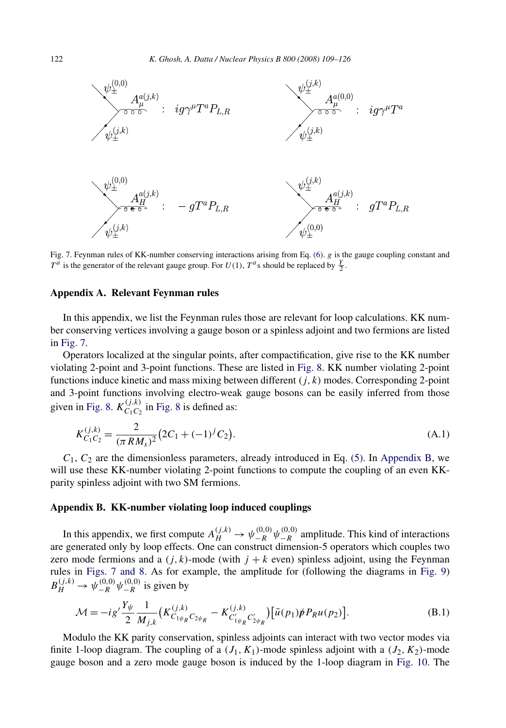Fig. 7. Feynman rules of KK-number conserving interactions arising from Eq. (6). $g$ is the gauge coupling constant and $T^a$ is the generator of the relevant gauge group. For $U(1)$, $T^a$s should be replaced by $\frac{Y}{2}$.

## Appendix A. Relevant Feynman rules

In this appendix, we list the Feynman rules those are relevant for loop calculations. KK number conserving vertices involving a gauge boson or a spinless adjoint and two fermions are listed in Fig. 7.

Operators localized at the singular points, after compactification, give rise to the KK number violating 2-point and 3-point functions. These are listed in Fig. 8. KK number violating 2-point functions induce kinetic and mass mixing between different $(j,k)$ modes. Corresponding 2-point and 3-point functions involving electro-weak gauge bosons can be easily inferred from those given in Fig. 8. $K^{(j,k)}_{C_1 C_2}$ in Fig. 8 is defined as:

$$K^{(j,k)}_{C_1 C_2} = \frac{2}{(\pi R M_s)^2}\big(2C_1 + (-1)^j C_2\big). \tag{A.1}$$

$C_1$, $C_2$ are the dimensionless parameters, already introduced in Eq. (5). In Appendix B, we will use these KK-number violating 2-point functions to compute the coupling of an even KK-parity spinless adjoint with two SM fermions.

## Appendix B. KK-number violating loop induced couplings

In this appendix, we first compute $A_H^{(j,k)} \to \psi^{(0,0)}_{-R}\psi^{(0,0)}_{-R}$ amplitude. This kind of interactions are generated only by loop effects. One can construct dimension-5 operators which couples two zero mode fermions and a $(j,k)$-mode (with $j+k$ even) spinless adjoint, using the Feynman rules in Figs. 7 and 8. As for example, the amplitude for (following the diagrams in Fig. 9) $B_H^{(j,k)} \to \psi^{(0,0)}_{-R}\psi^{(0,0)}_{-R}$ is given by

$$\mathcal{M} = -ig'\frac{Y_\psi}{2}\frac{1}{M_{j,k}}\big(K^{(j,k)}_{C_{1\psi_R}C_{2\psi_R}} - K^{(j,k)}_{C'_{1\psi_R}C'_{2\psi_R}}\big)\big[\bar{u}(p_1)\not{p}P_R u(p_2)\big]. \tag{B.1}$$

Modulo the KK parity conservation, spinless adjoints can interact with two vector modes via finite 1-loop diagram. The coupling of a $(J_1,K_1)$-mode spinless adjoint with a $(J_2,K_2)$-mode gauge boson and a zero mode gauge boson is induced by the 1-loop diagram in Fig. 10. The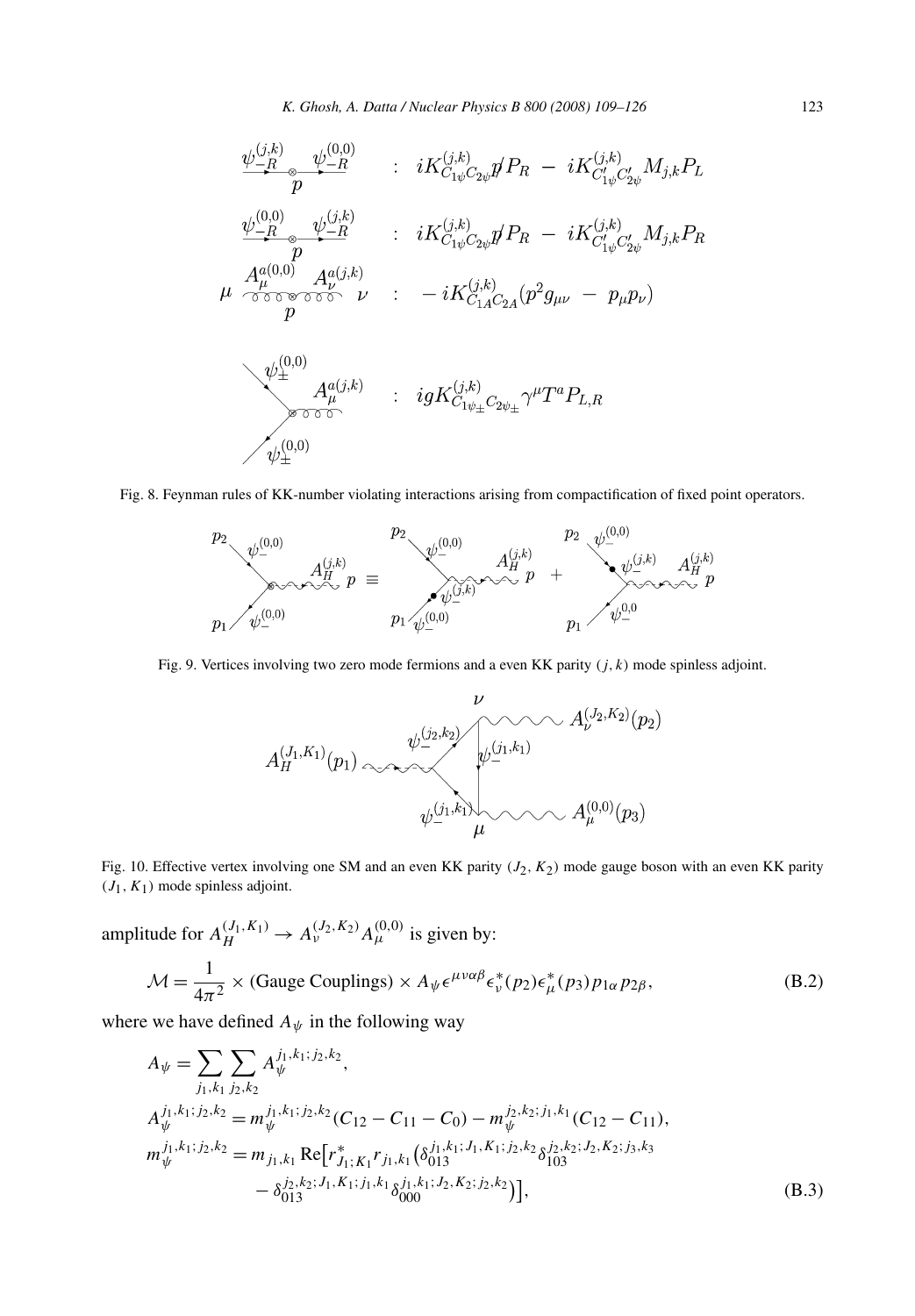$$\psi_{-R}^{(j,k)} \otimes \psi_{-R}^{(0,0)} \quad : \quad iK_{C_{1\psi}C_{2\psi}}^{(j,k)} \not{p} P_R \; - \; iK_{C'_{1\psi}C'_{2\psi}}^{(j,k)} M_{j,k} P_L$$

$$\psi_{-R}^{(0,0)} \otimes \psi_{-R}^{(j,k)} \quad : \quad iK_{C_{1\psi}C_{2\psi}}^{(j,k)} \not{p} P_R \; - \; iK_{C'_{1\psi}C'_{2\psi}}^{(j,k)} M_{j,k} P_R$$

$$\mu \; A_\mu^{a(0,0)} \otimes A_\nu^{a(j,k)} \; \nu \quad : \quad -iK_{C_{1A}C_{2A}}^{(j,k)} (p^2 g_{\mu\nu} \; - \; p_\mu p_\nu)$$

$$\psi_\pm^{(0,0)} \, \psi_\pm^{(0,0)} \, A_\mu^{a(j,k)} \quad : \quad igK_{C_{1\psi_\pm}C_{2\psi_\pm}}^{(j,k)} \gamma^\mu T^a P_{L,R}$$

Fig. 8. Feynman rules of KK-number violating interactions arising from compactification of fixed point operators.

Fig. 9. Vertices involving two zero mode fermions and a even KK parity $(j,k)$ mode spinless adjoint.

Fig. 10. Effective vertex involving one SM and an even KK parity $(J_2, K_2)$ mode gauge boson with an even KK parity $(J_1, K_1)$ mode spinless adjoint.

amplitude for $A_H^{(J_1,K_1)} \to A_\nu^{(J_2,K_2)} A_\mu^{(0,0)}$ is given by:

$$\mathcal{M} = \frac{1}{4\pi^2} \times (\text{Gauge Couplings}) \times A_\psi \epsilon^{\mu\nu\alpha\beta} \epsilon_\nu^*(p_2) \epsilon_\mu^*(p_3) p_{1\alpha} p_{2\beta}, \tag{B.2}$$

where we have defined $A_\psi$ in the following way

$$\begin{aligned}
A_\psi &= \sum_{j_1,k_1} \sum_{j_2,k_2} A_\psi^{j_1,k_1;j_2,k_2}, \\
A_\psi^{j_1,k_1;j_2,k_2} &= m_\psi^{j_1,k_1;j_2,k_2}(C_{12} - C_{11} - C_0) - m_\psi^{j_2,k_2;j_1,k_1}(C_{12} - C_{11}), \\
m_\psi^{j_1,k_1;j_2,k_2} &= m_{j_1,k_1} \operatorname{Re}\big[r_{J_1;K_1}^* r_{j_1,k_1} \big(\delta_{013}^{j_1,k_1;J_1,K_1;j_2,k_2} \delta_{103}^{j_2,k_2;J_2,K_2;j_3,k_3} \\
&\quad - \delta_{013}^{j_2,k_2;J_1,K_1;j_1,k_1} \delta_{000}^{j_1,k_1;J_2,K_2;j_2,k_2}\big)\big],
\end{aligned} \tag{B.3}$$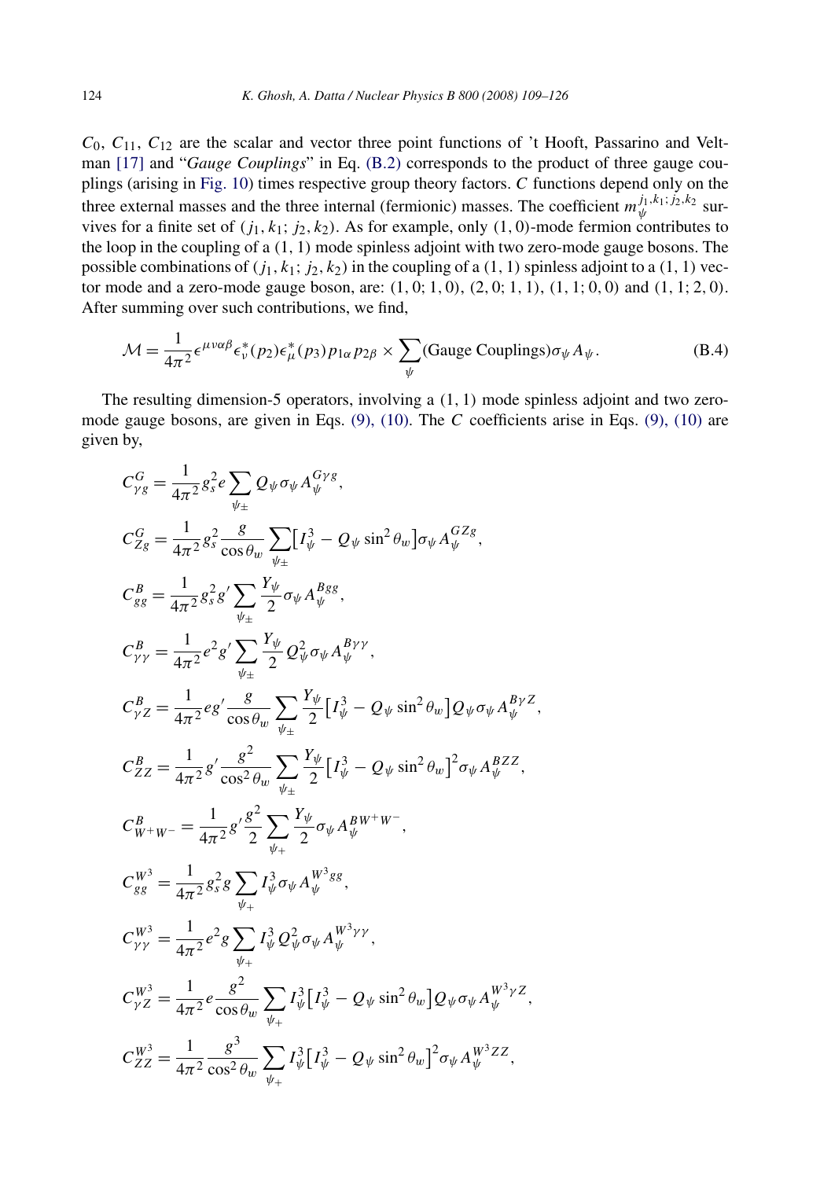$C_0$, $C_{11}$, $C_{12}$ are the scalar and vector three point functions of 't Hooft, Passarino and Veltman [17] and "*Gauge Couplings*" in Eq. (B.2) corresponds to the product of three gauge couplings (arising in Fig. 10) times respective group theory factors. $C$ functions depend only on the three external masses and the three internal (fermionic) masses. The coefficient $m_\psi^{j_1,k_1;j_2,k_2}$ survives for a finite set of $(j_1, k_1; j_2, k_2)$. As for example, only $(1, 0)$-mode fermion contributes to the loop in the coupling of a $(1, 1)$ mode spinless adjoint with two zero-mode gauge bosons. The possible combinations of $(j_1, k_1; j_2, k_2)$ in the coupling of a $(1, 1)$ spinless adjoint to a $(1, 1)$ vector mode and a zero-mode gauge boson, are: $(1, 0; 1, 0)$, $(2, 0; 1, 1)$, $(1, 1; 0, 0)$ and $(1, 1; 2, 0)$. After summing over such contributions, we find,

$$\mathcal{M} = \frac{1}{4\pi^2}\epsilon^{\mu\nu\alpha\beta}\epsilon_\nu^*(p_2)\epsilon_\mu^*(p_3)p_{1\alpha}p_{2\beta} \times \sum_\psi (\text{Gauge Couplings})\sigma_\psi A_\psi. \tag{B.4}$$

The resulting dimension-5 operators, involving a $(1, 1)$ mode spinless adjoint and two zero-mode gauge bosons, are given in Eqs. (9), (10). The $C$ coefficients arise in Eqs. (9), (10) are given by,

$$C^G_{\gamma g} = \frac{1}{4\pi^2}g_s^2 e \sum_{\psi_\pm} Q_\psi \sigma_\psi A_\psi^{G\gamma g},$$

$$C^G_{Zg} = \frac{1}{4\pi^2}g_s^2 \frac{g}{\cos\theta_w} \sum_{\psi_\pm}\big[I_\psi^3 - Q_\psi \sin^2\theta_w\big]\sigma_\psi A_\psi^{GZg},$$

$$C^B_{gg} = \frac{1}{4\pi^2}g_s^2 g' \sum_{\psi_\pm}\frac{Y_\psi}{2}\sigma_\psi A_\psi^{Bgg},$$

$$C^B_{\gamma\gamma} = \frac{1}{4\pi^2}e^2 g' \sum_{\psi_\pm}\frac{Y_\psi}{2}Q_\psi^2\sigma_\psi A_\psi^{B\gamma\gamma},$$

$$C^B_{\gamma Z} = \frac{1}{4\pi^2}e g' \frac{g}{\cos\theta_w} \sum_{\psi_\pm}\frac{Y_\psi}{2}\big[I_\psi^3 - Q_\psi \sin^2\theta_w\big]Q_\psi\sigma_\psi A_\psi^{B\gamma Z},$$

$$C^B_{ZZ} = \frac{1}{4\pi^2}g' \frac{g^2}{\cos^2\theta_w} \sum_{\psi_\pm}\frac{Y_\psi}{2}\big[I_\psi^3 - Q_\psi \sin^2\theta_w\big]^2\sigma_\psi A_\psi^{BZZ},$$

$$C^B_{W^+W^-} = \frac{1}{4\pi^2}g' \frac{g^2}{2} \sum_{\psi_+}\frac{Y_\psi}{2}\sigma_\psi A_\psi^{BW^+W^-},$$

$$C^{W^3}_{gg} = \frac{1}{4\pi^2}g_s^2 g \sum_{\psi_+} I_\psi^3\sigma_\psi A_\psi^{W^3 gg},$$

$$C^{W^3}_{\gamma\gamma} = \frac{1}{4\pi^2}e^2 g \sum_{\psi_+} I_\psi^3 Q_\psi^2\sigma_\psi A_\psi^{W^3\gamma\gamma},$$

$$C^{W^3}_{\gamma Z} = \frac{1}{4\pi^2}e \frac{g^2}{\cos\theta_w} \sum_{\psi_+} I_\psi^3\big[I_\psi^3 - Q_\psi \sin^2\theta_w\big]Q_\psi\sigma_\psi A_\psi^{W^3\gamma Z},$$

$$C^{W^3}_{ZZ} = \frac{1}{4\pi^2}\frac{g^3}{\cos^2\theta_w} \sum_{\psi_+} I_\psi^3\big[I_\psi^3 - Q_\psi \sin^2\theta_w\big]^2\sigma_\psi A_\psi^{W^3 ZZ},$$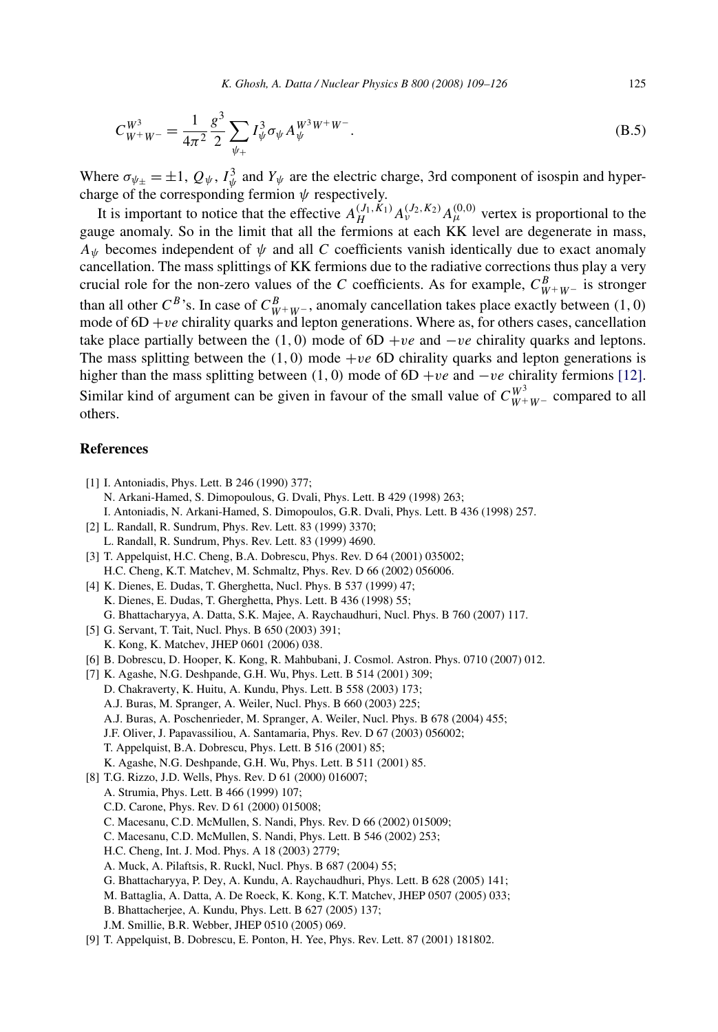$$C^{W^3}_{W^+W^-} = \frac{1}{4\pi^2}\frac{g^3}{2}\sum_{\psi_+} I^3_\psi \sigma_\psi A^{W^3W^+W^-}_\psi. \tag{B.5}$$

Where $\sigma_{\psi_\pm} = \pm 1$, $Q_\psi$, $I^3_\psi$ and $Y_\psi$ are the electric charge, 3rd component of isospin and hypercharge of the corresponding fermion $\psi$ respectively.

It is important to notice that the effective $A^{(J_1,K_1)}_H A^{(J_2,K_2)}_\nu A^{(0,0)}_\mu$ vertex is proportional to the gauge anomaly. So in the limit that all the fermions at each KK level are degenerate in mass, $A_\psi$ becomes independent of $\psi$ and all $C$ coefficients vanish identically due to exact anomaly cancellation. The mass splittings of KK fermions due to the radiative corrections thus play a very crucial role for the non-zero values of the $C$ coefficients. As for example, $C^B_{W^+W^-}$ is stronger than all other $C^B$'s. In case of $C^B_{W^+W^-}$, anomaly cancellation takes place exactly between $(1,0)$ mode of 6D $+ve$ chirality quarks and lepton generations. Where as, for others cases, cancellation take place partially between the $(1,0)$ mode of 6D $+ve$ and $-ve$ chirality quarks and leptons. The mass splitting between the $(1,0)$ mode $+ve$ 6D chirality quarks and lepton generations is higher than the mass splitting between $(1,0)$ mode of 6D $+ve$ and $-ve$ chirality fermions [12]. Similar kind of argument can be given in favour of the small value of $C^{W^3}_{W^+W^-}$ compared to all others.

## References

[1] I. Antoniadis, Phys. Lett. B 246 (1990) 377;
N. Arkani-Hamed, S. Dimopoulous, G. Dvali, Phys. Lett. B 429 (1998) 263;
I. Antoniadis, N. Arkani-Hamed, S. Dimopoulos, G.R. Dvali, Phys. Lett. B 436 (1998) 257.

[2] L. Randall, R. Sundrum, Phys. Rev. Lett. 83 (1999) 3370;
L. Randall, R. Sundrum, Phys. Rev. Lett. 83 (1999) 4690.

[3] T. Appelquist, H.C. Cheng, B.A. Dobrescu, Phys. Rev. D 64 (2001) 035002;
H.C. Cheng, K.T. Matchev, M. Schmaltz, Phys. Rev. D 66 (2002) 056006.

[4] K. Dienes, E. Dudas, T. Gherghetta, Nucl. Phys. B 537 (1999) 47;
K. Dienes, E. Dudas, T. Gherghetta, Phys. Lett. B 436 (1998) 55;
G. Bhattacharyya, A. Datta, S.K. Majee, A. Raychaudhuri, Nucl. Phys. B 760 (2007) 117.

[5] G. Servant, T. Tait, Nucl. Phys. B 650 (2003) 391;
K. Kong, K. Matchev, JHEP 0601 (2006) 038.

[6] B. Dobrescu, D. Hooper, K. Kong, R. Mahbubani, J. Cosmol. Astron. Phys. 0710 (2007) 012.

[7] K. Agashe, N.G. Deshpande, G.H. Wu, Phys. Lett. B 514 (2001) 309;
D. Chakraverty, K. Huitu, A. Kundu, Phys. Lett. B 558 (2003) 173;
A.J. Buras, M. Spranger, A. Weiler, Nucl. Phys. B 660 (2003) 225;
A.J. Buras, A. Poschenrieder, M. Spranger, A. Weiler, Nucl. Phys. B 678 (2004) 455;
J.F. Oliver, J. Papavassiliou, A. Santamaria, Phys. Rev. D 67 (2003) 056002;
T. Appelquist, B.A. Dobrescu, Phys. Lett. B 516 (2001) 85;
K. Agashe, N.G. Deshpande, G.H. Wu, Phys. Lett. B 511 (2001) 85.

[8] T.G. Rizzo, J.D. Wells, Phys. Rev. D 61 (2000) 016007;
A. Strumia, Phys. Lett. B 466 (1999) 107;
C.D. Carone, Phys. Rev. D 61 (2000) 015008;
C. Macesanu, C.D. McMullen, S. Nandi, Phys. Rev. D 66 (2002) 015009;
C. Macesanu, C.D. McMullen, S. Nandi, Phys. Lett. B 546 (2002) 253;
H.C. Cheng, Int. J. Mod. Phys. A 18 (2003) 2779;
A. Muck, A. Pilaftsis, R. Ruckl, Nucl. Phys. B 687 (2004) 55;
G. Bhattacharyya, P. Dey, A. Kundu, A. Raychaudhuri, Phys. Lett. B 628 (2005) 141;
M. Battaglia, A. Datta, A. De Roeck, K. Kong, K.T. Matchev, JHEP 0507 (2005) 033;
B. Bhattacherjee, A. Kundu, Phys. Lett. B 627 (2005) 137;
J.M. Smillie, B.R. Webber, JHEP 0510 (2005) 069.

[9] T. Appelquist, B. Dobrescu, E. Ponton, H. Yee, Phys. Rev. Lett. 87 (2001) 181802.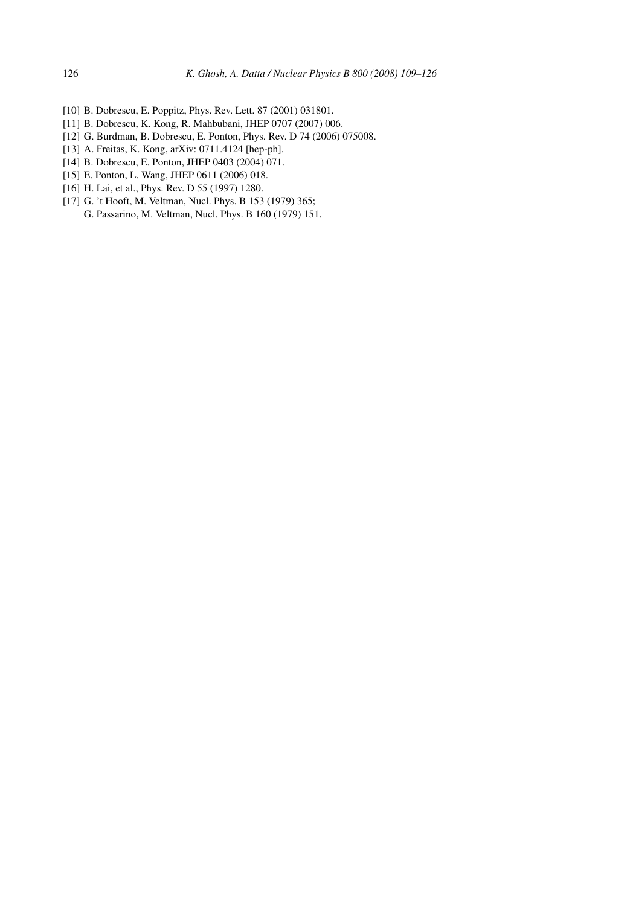[10] B. Dobrescu, E. Poppitz, Phys. Rev. Lett. 87 (2001) 031801.

[11] B. Dobrescu, K. Kong, R. Mahbubani, JHEP 0707 (2007) 006.

[12] G. Burdman, B. Dobrescu, E. Ponton, Phys. Rev. D 74 (2006) 075008.

[13] A. Freitas, K. Kong, arXiv: 0711.4124 [hep-ph].

[14] B. Dobrescu, E. Ponton, JHEP 0403 (2004) 071.

[15] E. Ponton, L. Wang, JHEP 0611 (2006) 018.

[16] H. Lai, et al., Phys. Rev. D 55 (1997) 1280.

[17] G. 't Hooft, M. Veltman, Nucl. Phys. B 153 (1979) 365;
G. Passarino, M. Veltman, Nucl. Phys. B 160 (1979) 151.